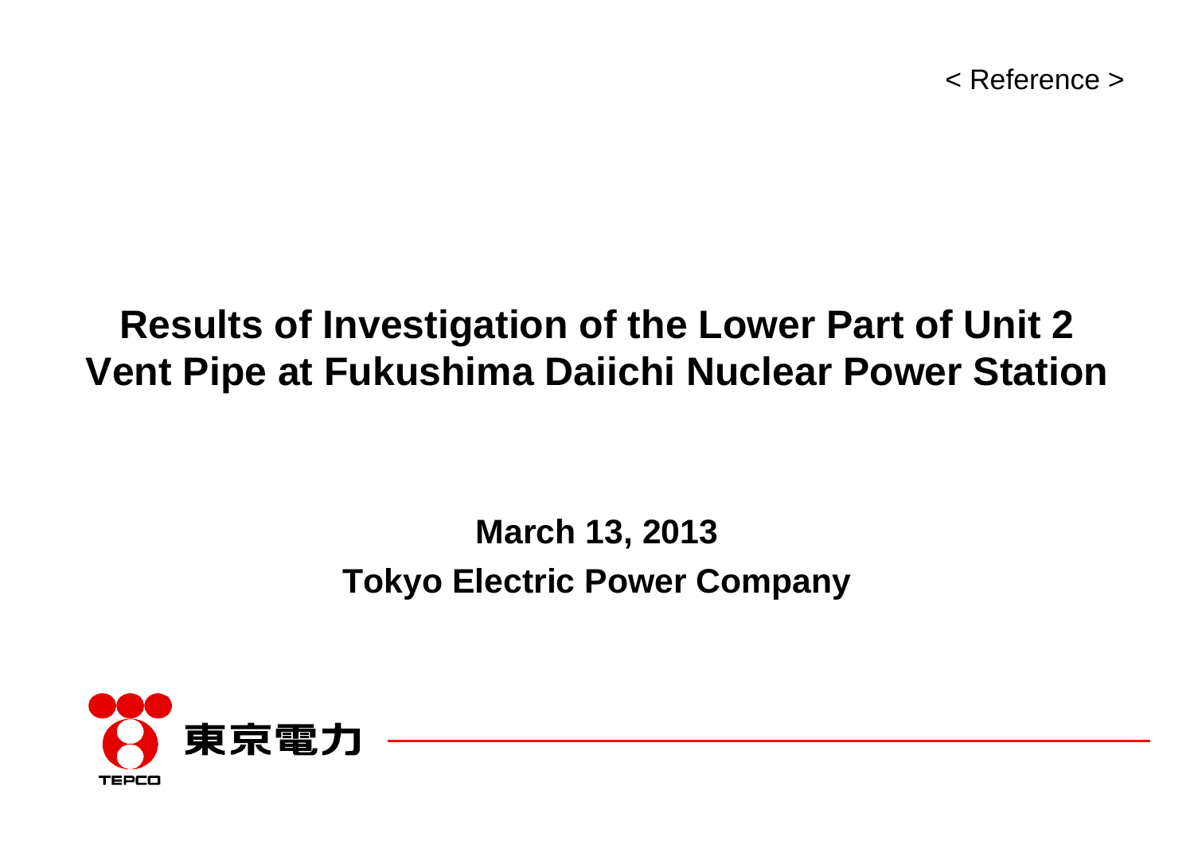< Reference >

# Results of Investigation of the Lower Part of Unit 2 Vent Pipe at Fukushima Daiichi Nuclear Power Station

**March 13, 2013**

**Tokyo Electric Power Company**

東京電力

TEPCO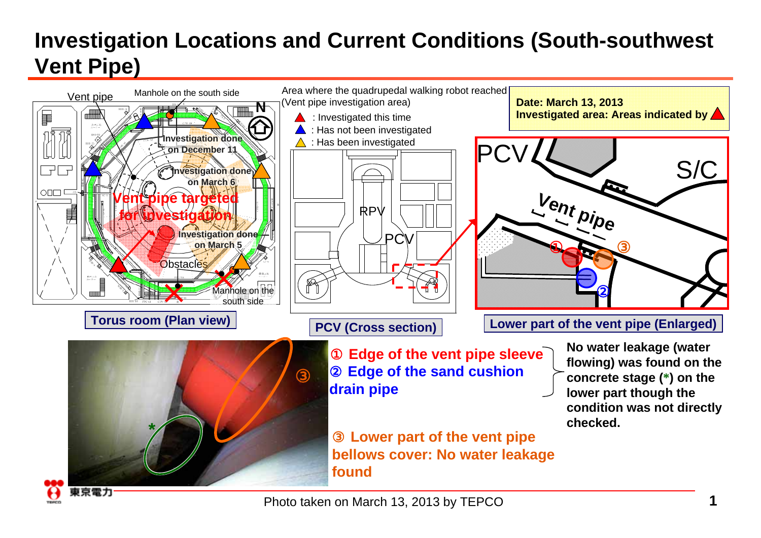# Investigation Locations and Current Conditions (South-southwest Vent Pipe)

Vent pipe

Manhole on the south side

Investigation done on December 11

Investigation done on March 6

Vent pipe targeted for investigation

Investigation done on March 5

Obstacles

Manhole on the south side

N

Area where the quadrupedal walking robot reached (Vent pipe investigation area)

- ▲ (red): Investigated this time
- ▲ (blue): Has not been investigated
- ▲ (yellow): Has been investigated

**Date: March 13, 2013**
**Investigated area: Areas indicated by ▲**

RPV

PCV

PCV

S/C

Vent pipe

①

②

③

**Torus room (Plan view)**

**PCV (Cross section)**

**Lower part of the vent pipe (Enlarged)**

③

\*

**① Edge of the vent pipe sleeve**
**② Edge of the sand cushion drain pipe**

**No water leakage (water flowing) was found on the concrete stage (\*) on the lower part though the condition was not directly checked.**

**③ Lower part of the vent pipe bellows cover: No water leakage found**

Photo taken on March 13, 2013 by TEPCO

東京電力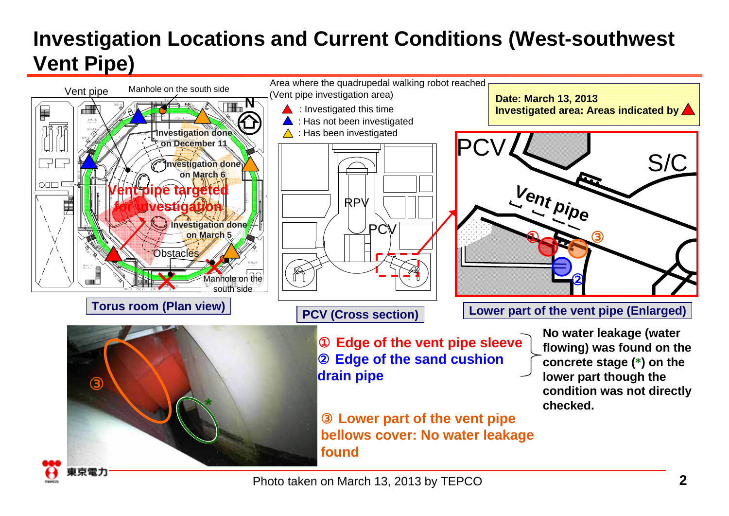# Investigation Locations and Current Conditions (West-southwest Vent Pipe)

Vent pipe

Manhole on the south side

Investigation done on December 11

Investigation done on March 6

Vent pipe targeted for investigation

Investigation done on March 5

Obstacles

Manhole on the south side

Torus room (Plan view)

Area where the quadrupedal walking robot reached (Vent pipe investigation area)

- ▲ : Investigated this time
- ▲ : Has not been investigated
- ▲ : Has been investigated

RPV

PCV

PCV (Cross section)

**Date: March 13, 2013**
**Investigated area: Areas indicated by ▲**

PCV

S/C

Vent pipe

Lower part of the vent pipe (Enlarged)

① Edge of the vent pipe sleeve
② Edge of the sand cushion drain pipe

**No water leakage (water flowing) was found on the concrete stage (*) on the lower part though the condition was not directly checked.**

③ Lower part of the vent pipe bellows cover: No water leakage found

Photo taken on March 13, 2013 by TEPCO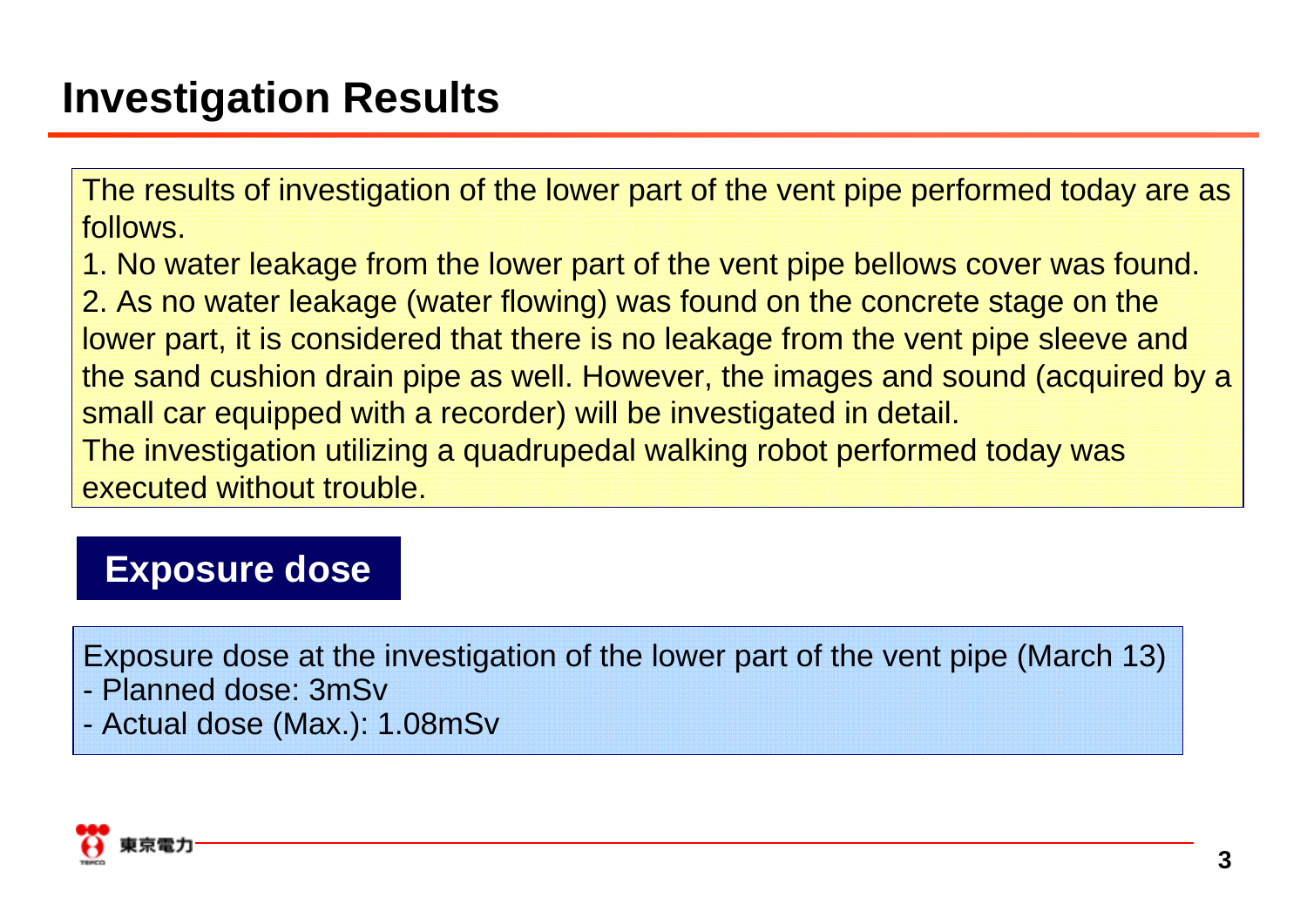# Investigation Results

The results of investigation of the lower part of the vent pipe performed today are as follows.

1. No water leakage from the lower part of the vent pipe bellows cover was found.
2. As no water leakage (water flowing) was found on the concrete stage on the lower part, it is considered that there is no leakage from the vent pipe sleeve and the sand cushion drain pipe as well. However, the images and sound (acquired by a small car equipped with a recorder) will be investigated in detail.

The investigation utilizing a quadrupedal walking robot performed today was executed without trouble.

## Exposure dose

Exposure dose at the investigation of the lower part of the vent pipe (March 13)

- Planned dose: 3mSv
- Actual dose (Max.): 1.08mSv